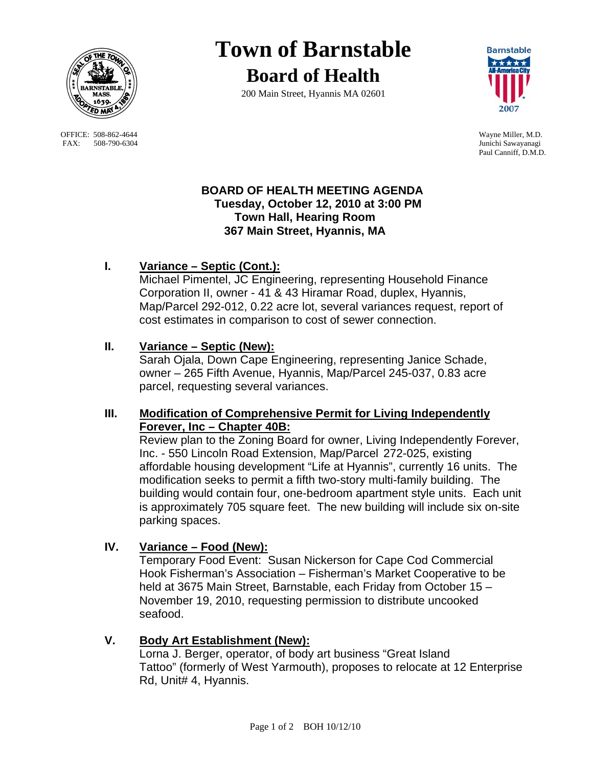# Town of Barnstable

## Board of Health

200 Main Street, Hyannis MA 02601

OFFICE: 508-862-4644
FAX: 508-790-6304

Wayne Miller, M.D.
Junichi Sawayanagi
Paul Canniff, D.M.D.

**BOARD OF HEALTH MEETING AGENDA**
**Tuesday, October 12, 2010 at 3:00 PM**
**Town Hall, Hearing Room**
**367 Main Street, Hyannis, MA**

**I. Variance – Septic (Cont.):**
Michael Pimentel, JC Engineering, representing Household Finance Corporation II, owner - 41 & 43 Hiramar Road, duplex, Hyannis, Map/Parcel 292-012, 0.22 acre lot, several variances request, report of cost estimates in comparison to cost of sewer connection.

**II. Variance – Septic (New):**
Sarah Ojala, Down Cape Engineering, representing Janice Schade, owner – 265 Fifth Avenue, Hyannis, Map/Parcel 245-037, 0.83 acre parcel, requesting several variances.

**III. Modification of Comprehensive Permit for Living Independently Forever, Inc – Chapter 40B:**
Review plan to the Zoning Board for owner, Living Independently Forever, Inc. - 550 Lincoln Road Extension, Map/Parcel 272-025, existing affordable housing development "Life at Hyannis", currently 16 units. The modification seeks to permit a fifth two-story multi-family building. The building would contain four, one-bedroom apartment style units. Each unit is approximately 705 square feet. The new building will include six on-site parking spaces.

**IV. Variance – Food (New):**
Temporary Food Event: Susan Nickerson for Cape Cod Commercial Hook Fisherman's Association – Fisherman's Market Cooperative to be held at 3675 Main Street, Barnstable, each Friday from October 15 – November 19, 2010, requesting permission to distribute uncooked seafood.

**V. Body Art Establishment (New):**
Lorna J. Berger, operator, of body art business "Great Island Tattoo" (formerly of West Yarmouth), proposes to relocate at 12 Enterprise Rd, Unit# 4, Hyannis.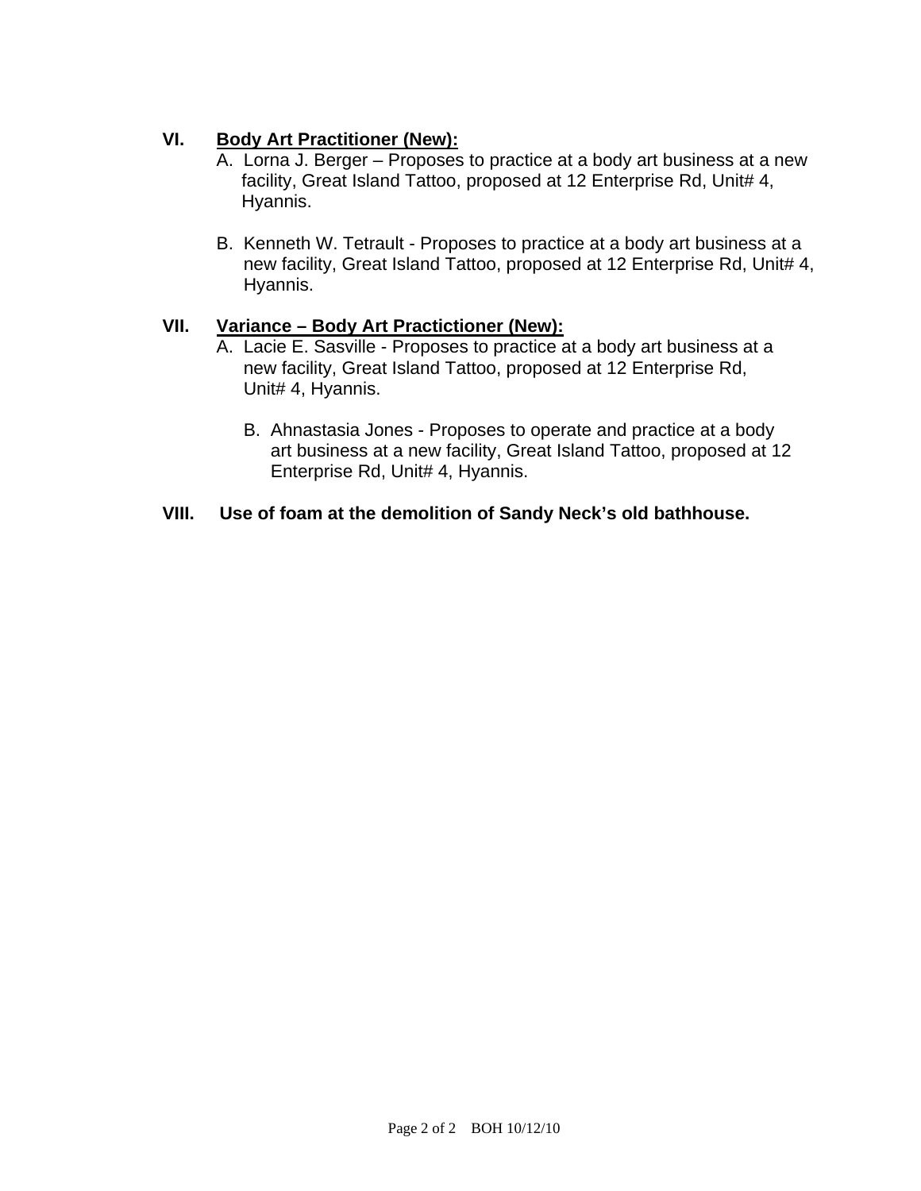## VI. Body Art Practitioner (New):

A. Lorna J. Berger – Proposes to practice at a body art business at a new facility, Great Island Tattoo, proposed at 12 Enterprise Rd, Unit# 4, Hyannis.

B. Kenneth W. Tetrault - Proposes to practice at a body art business at a new facility, Great Island Tattoo, proposed at 12 Enterprise Rd, Unit# 4, Hyannis.

## VII. Variance – Body Art Practictioner (New):

A. Lacie E. Sasville - Proposes to practice at a body art business at a new facility, Great Island Tattoo, proposed at 12 Enterprise Rd, Unit# 4, Hyannis.

B. Ahnastasia Jones - Proposes to operate and practice at a body art business at a new facility, Great Island Tattoo, proposed at 12 Enterprise Rd, Unit# 4, Hyannis.

## VIII. Use of foam at the demolition of Sandy Neck's old bathhouse.